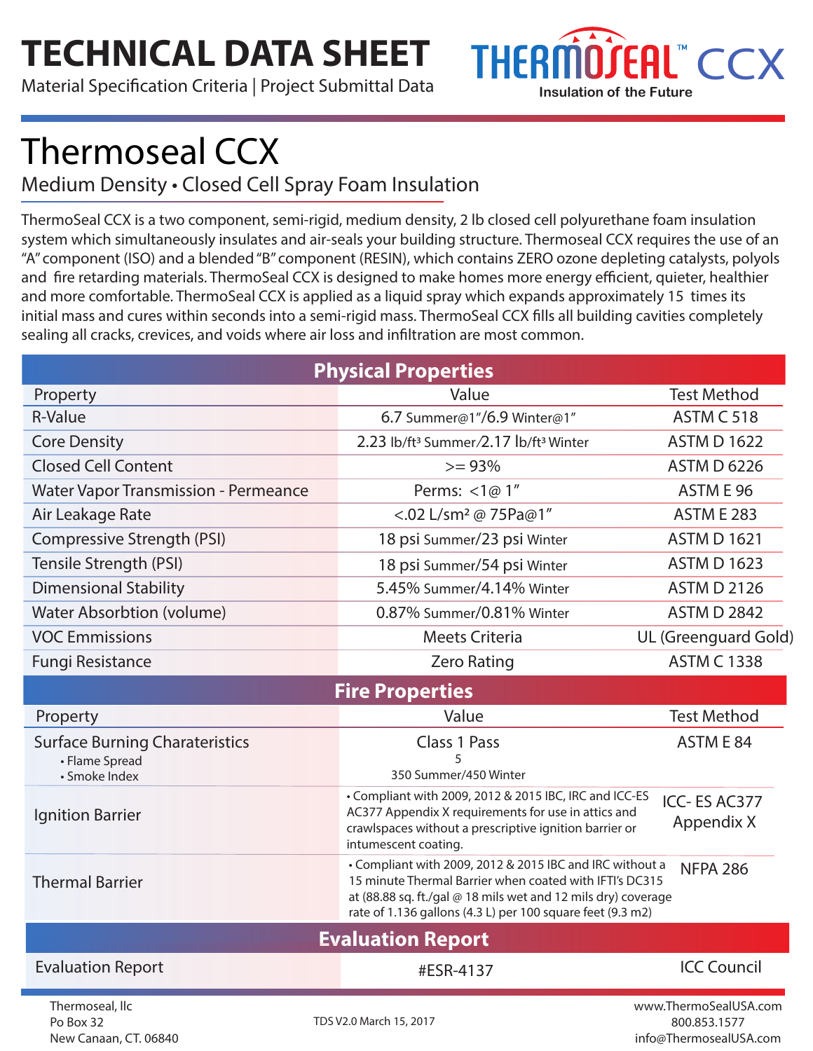# TECHNICAL DATA SHEET

Material Specification Criteria | Project Submittal Data

THERMOSEAL™ CCX
Insulation of the Future

# Thermoseal CCX

## Medium Density • Closed Cell Spray Foam Insulation

ThermoSeal CCX is a two component, semi-rigid, medium density, 2 lb closed cell polyurethane foam insulation system which simultaneously insulates and air-seals your building structure. Thermoseal CCX requires the use of an "A" component (ISO) and a blended "B" component (RESIN), which contains ZERO ozone depleting catalysts, polyols and fire retarding materials. ThermoSeal CCX is designed to make homes more energy efficient, quieter, healthier and more comfortable. ThermoSeal CCX is applied as a liquid spray which expands approximately 15 times its initial mass and cures within seconds into a semi-rigid mass. ThermoSeal CCX fills all building cavities completely sealing all cracks, crevices, and voids where air loss and infiltration are most common.

| Physical Properties | | |
|---|---|---|
| **Property** | **Value** | **Test Method** |
| R-Value | 6.7 Summer@1"/6.9 Winter@1" | ASTM C 518 |
| Core Density | 2.23 lb/ft³ Summer/2.17 lb/ft³ Winter | ASTM D 1622 |
| Closed Cell Content | >= 93% | ASTM D 6226 |
| Water Vapor Transmission - Permeance | Perms: <1@ 1" | ASTM E 96 |
| Air Leakage Rate | <.02 L/sm² @ 75Pa@1" | ASTM E 283 |
| Compressive Strength (PSI) | 18 psi Summer/23 psi Winter | ASTM D 1621 |
| Tensile Strength (PSI) | 18 psi Summer/54 psi Winter | ASTM D 1623 |
| Dimensional Stability | 5.45% Summer/4.14% Winter | ASTM D 2126 |
| Water Absorbtion (volume) | 0.87% Summer/0.81% Winter | ASTM D 2842 |
| VOC Emmissions | Meets Criteria | UL (Greenguard Gold) |
| Fungi Resistance | Zero Rating | ASTM C 1338 |

| Fire Properties | | |
|---|---|---|
| **Property** | **Value** | **Test Method** |
| Surface Burning Charateristics<br>• Flame Spread<br>• Smoke Index | Class 1 Pass<br>5<br>350 Summer/450 Winter | ASTM E 84 |
| Ignition Barrier | • Compliant with 2009, 2012 & 2015 IBC, IRC and ICC-ES AC377 Appendix X requirements for use in attics and crawlspaces without a prescriptive ignition barrier or intumescent coating. | ICC- ES AC377 Appendix X |
| Thermal Barrier | • Compliant with 2009, 2012 & 2015 IBC and IRC without a 15 minute Thermal Barrier when coated with IFTI's DC315 at (88.88 sq. ft./gal @ 18 mils wet and 12 mils dry) coverage rate of 1.136 gallons (4.3 L) per 100 square feet (9.3 m2) | NFPA 286 |

| Evaluation Report | | |
|---|---|---|
| Evaluation Report | #ESR-4137 | ICC Council |

Thermoseal, llc
Po Box 32
New Canaan, CT. 06840

TDS V2.0 March 15, 2017

www.ThermoSealUSA.com
800.853.1577
info@ThermosealUSA.com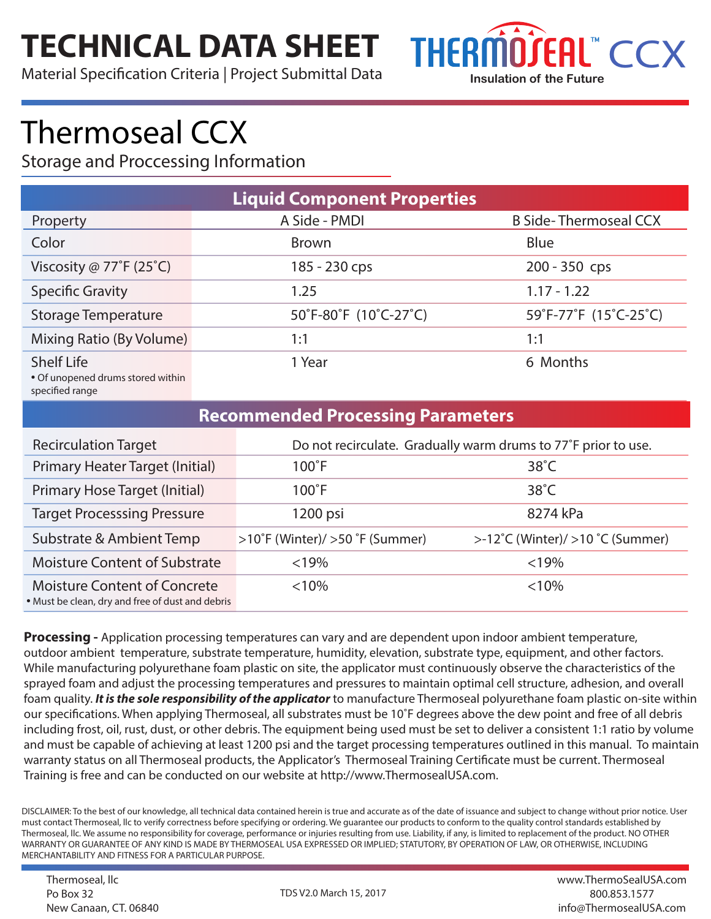# TECHNICAL DATA SHEET

Material Specification Criteria | Project Submittal Data

THERMOSEAL™ CCX
Insulation of the Future

# Thermoseal CCX

## Storage and Proccessing Information

| Liquid Component Properties | | |
|---|---|---|
| Property | A Side - PMDI | B Side- Thermoseal CCX |
| Color | Brown | Blue |
| Viscosity @ 77˚F (25˚C) | 185 - 230 cps | 200 - 350 cps |
| Specific Gravity | 1.25 | 1.17 - 1.22 |
| Storage Temperature | 50˚F-80˚F (10˚C-27˚C) | 59˚F-77˚F (15˚C-25˚C) |
| Mixing Ratio (By Volume) | 1:1 | 1:1 |
| Shelf Life • Of unopened drums stored within specified range | 1 Year | 6 Months |

| Recommended Processing Parameters | | |
|---|---|---|
| Recirculation Target | Do not recirculate. Gradually warm drums to 77˚F prior to use. | |
| Primary Heater Target (Initial) | 100˚F | 38˚C |
| Primary Hose Target (Initial) | 100˚F | 38˚C |
| Target Processsing Pressure | 1200 psi | 8274 kPa |
| Substrate & Ambient Temp | >10˚F (Winter)/ >50 ˚F (Summer) | >-12˚C (Winter)/ >10 ˚C (Summer) |
| Moisture Content of Substrate | <19% | <19% |
| Moisture Content of Concrete • Must be clean, dry and free of dust and debris | <10% | <10% |

**Processing -** Application processing temperatures can vary and are dependent upon indoor ambient temperature, outdoor ambient temperature, substrate temperature, humidity, elevation, substrate type, equipment, and other factors. While manufacturing polyurethane foam plastic on site, the applicator must continuously observe the characteristics of the sprayed foam and adjust the processing temperatures and pressures to maintain optimal cell structure, adhesion, and overall foam quality. ***It is the sole responsibility of the applicator*** to manufacture Thermoseal polyurethane foam plastic on-site within our specifications. When applying Thermoseal, all substrates must be 10˚F degrees above the dew point and free of all debris including frost, oil, rust, dust, or other debris. The equipment being used must be set to deliver a consistent 1:1 ratio by volume and must be capable of achieving at least 1200 psi and the target processing temperatures outlined in this manual. To maintain warranty status on all Thermoseal products, the Applicator's Thermoseal Training Certificate must be current. Thermoseal Training is free and can be conducted on our website at http://www.ThermosealUSA.com.

DISCLAIMER: To the best of our knowledge, all technical data contained herein is true and accurate as of the date of issuance and subject to change without prior notice. User must contact Thermoseal, llc to verify correctness before specifying or ordering. We guarantee our products to conform to the quality control standards established by Thermoseal, llc. We assume no responsibility for coverage, performance or injuries resulting from use. Liability, if any, is limited to replacement of the product. NO OTHER WARRANTY OR GUARANTEE OF ANY KIND IS MADE BY THERMOSEAL USA EXPRESSED OR IMPLIED; STATUTORY, BY OPERATION OF LAW, OR OTHERWISE, INCLUDING MERCHANTABILITY AND FITNESS FOR A PARTICULAR PURPOSE.

Thermoseal, llc
Po Box 32
New Canaan, CT. 06840

TDS V2.0 March 15, 2017

www.ThermoSealUSA.com
800.853.1577
info@ThermosealUSA.com